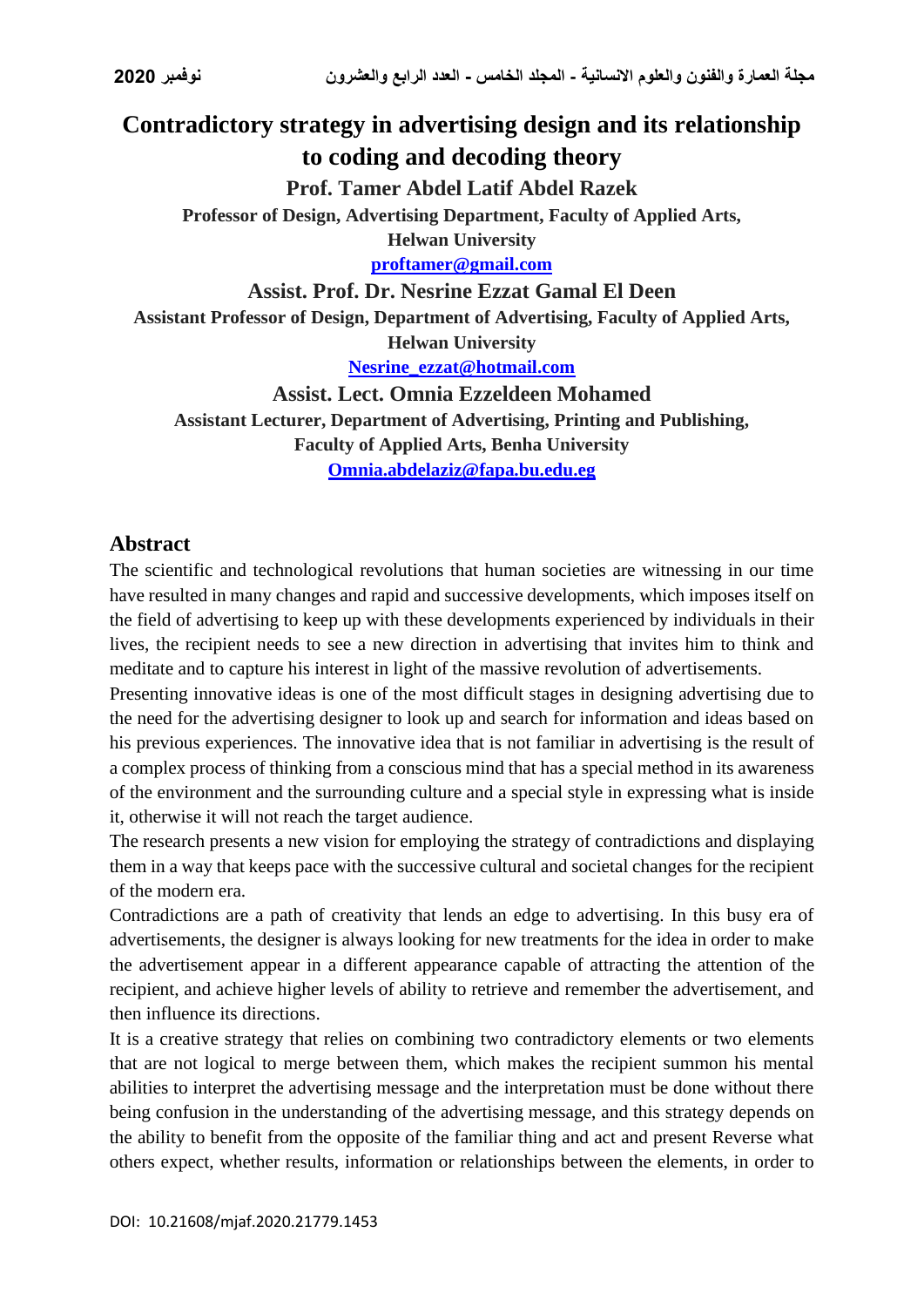# Contradictory strategy in advertising design and its relationship to coding and decoding theory

**Prof. Tamer Abdel Latif Abdel Razek**

**Professor of Design, Advertising Department, Faculty of Applied Arts, Helwan University**

**proftamer@gmail.com**

**Assist. Prof. Dr. Nesrine Ezzat Gamal El Deen**

**Assistant Professor of Design, Department of Advertising, Faculty of Applied Arts, Helwan University**

**Nesrine_ezzat@hotmail.com**

**Assist. Lect. Omnia Ezzeldeen Mohamed**

**Assistant Lecturer, Department of Advertising, Printing and Publishing, Faculty of Applied Arts, Benha University**

**Omnia.abdelaziz@fapa.bu.edu.eg**

## Abstract

The scientific and technological revolutions that human societies are witnessing in our time have resulted in many changes and rapid and successive developments, which imposes itself on the field of advertising to keep up with these developments experienced by individuals in their lives, the recipient needs to see a new direction in advertising that invites him to think and meditate and to capture his interest in light of the massive revolution of advertisements.

Presenting innovative ideas is one of the most difficult stages in designing advertising due to the need for the advertising designer to look up and search for information and ideas based on his previous experiences. The innovative idea that is not familiar in advertising is the result of a complex process of thinking from a conscious mind that has a special method in its awareness of the environment and the surrounding culture and a special style in expressing what is inside it, otherwise it will not reach the target audience.

The research presents a new vision for employing the strategy of contradictions and displaying them in a way that keeps pace with the successive cultural and societal changes for the recipient of the modern era.

Contradictions are a path of creativity that lends an edge to advertising. In this busy era of advertisements, the designer is always looking for new treatments for the idea in order to make the advertisement appear in a different appearance capable of attracting the attention of the recipient, and achieve higher levels of ability to retrieve and remember the advertisement, and then influence its directions.

It is a creative strategy that relies on combining two contradictory elements or two elements that are not logical to merge between them, which makes the recipient summon his mental abilities to interpret the advertising message and the interpretation must be done without there being confusion in the understanding of the advertising message, and this strategy depends on the ability to benefit from the opposite of the familiar thing and act and present Reverse what others expect, whether results, information or relationships between the elements, in order to

DOI: 10.21608/mjaf.2020.21779.1453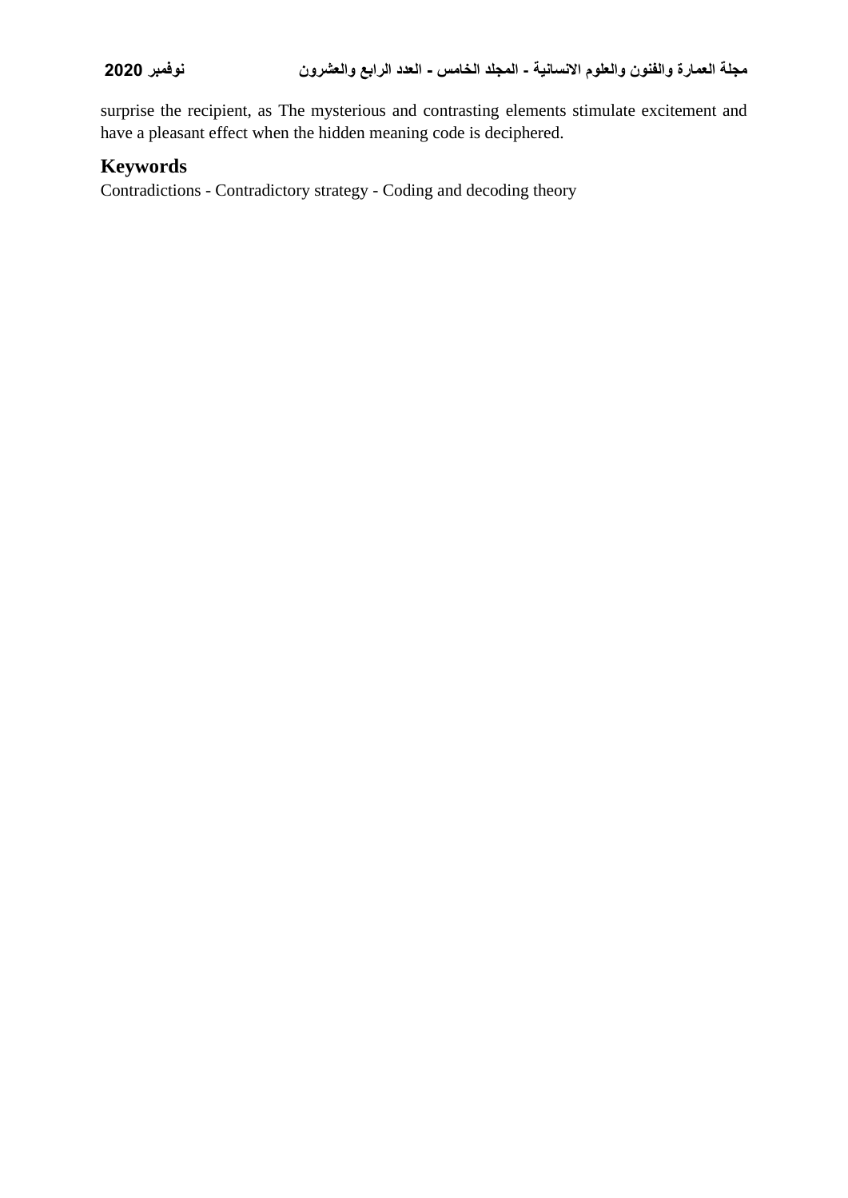surprise the recipient, as The mysterious and contrasting elements stimulate excitement and have a pleasant effect when the hidden meaning code is deciphered.

## Keywords

Contradictions - Contradictory strategy - Coding and decoding theory